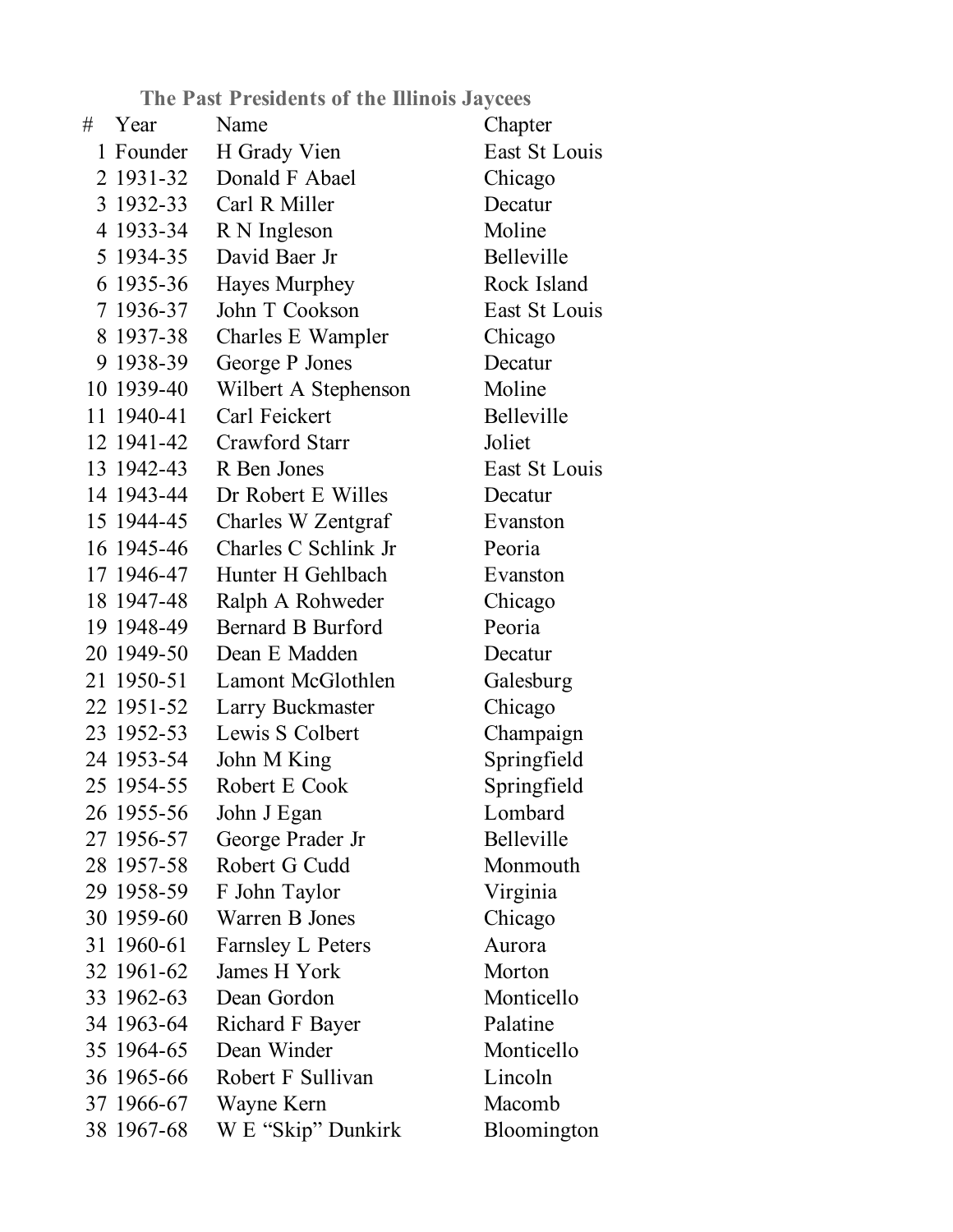## The Past Presidents of the Illinois Jaycees

| # | Year | Name | Chapter |
|---|---|---|---|
| 1 | Founder | H Grady Vien | East St Louis |
| 2 | 1931-32 | Donald F Abael | Chicago |
| 3 | 1932-33 | Carl R Miller | Decatur |
| 4 | 1933-34 | R N Ingleson | Moline |
| 5 | 1934-35 | David Baer Jr | Belleville |
| 6 | 1935-36 | Hayes Murphey | Rock Island |
| 7 | 1936-37 | John T Cookson | East St Louis |
| 8 | 1937-38 | Charles E Wampler | Chicago |
| 9 | 1938-39 | George P Jones | Decatur |
| 10 | 1939-40 | Wilbert A Stephenson | Moline |
| 11 | 1940-41 | Carl Feickert | Belleville |
| 12 | 1941-42 | Crawford Starr | Joliet |
| 13 | 1942-43 | R Ben Jones | East St Louis |
| 14 | 1943-44 | Dr Robert E Willes | Decatur |
| 15 | 1944-45 | Charles W Zentgraf | Evanston |
| 16 | 1945-46 | Charles C Schlink Jr | Peoria |
| 17 | 1946-47 | Hunter H Gehlbach | Evanston |
| 18 | 1947-48 | Ralph A Rohweder | Chicago |
| 19 | 1948-49 | Bernard B Burford | Peoria |
| 20 | 1949-50 | Dean E Madden | Decatur |
| 21 | 1950-51 | Lamont McGlothlen | Galesburg |
| 22 | 1951-52 | Larry Buckmaster | Chicago |
| 23 | 1952-53 | Lewis S Colbert | Champaign |
| 24 | 1953-54 | John M King | Springfield |
| 25 | 1954-55 | Robert E Cook | Springfield |
| 26 | 1955-56 | John J Egan | Lombard |
| 27 | 1956-57 | George Prader Jr | Belleville |
| 28 | 1957-58 | Robert G Cudd | Monmouth |
| 29 | 1958-59 | F John Taylor | Virginia |
| 30 | 1959-60 | Warren B Jones | Chicago |
| 31 | 1960-61 | Farnsley L Peters | Aurora |
| 32 | 1961-62 | James H York | Morton |
| 33 | 1962-63 | Dean Gordon | Monticello |
| 34 | 1963-64 | Richard F Bayer | Palatine |
| 35 | 1964-65 | Dean Winder | Monticello |
| 36 | 1965-66 | Robert F Sullivan | Lincoln |
| 37 | 1966-67 | Wayne Kern | Macomb |
| 38 | 1967-68 | W E "Skip" Dunkirk | Bloomington |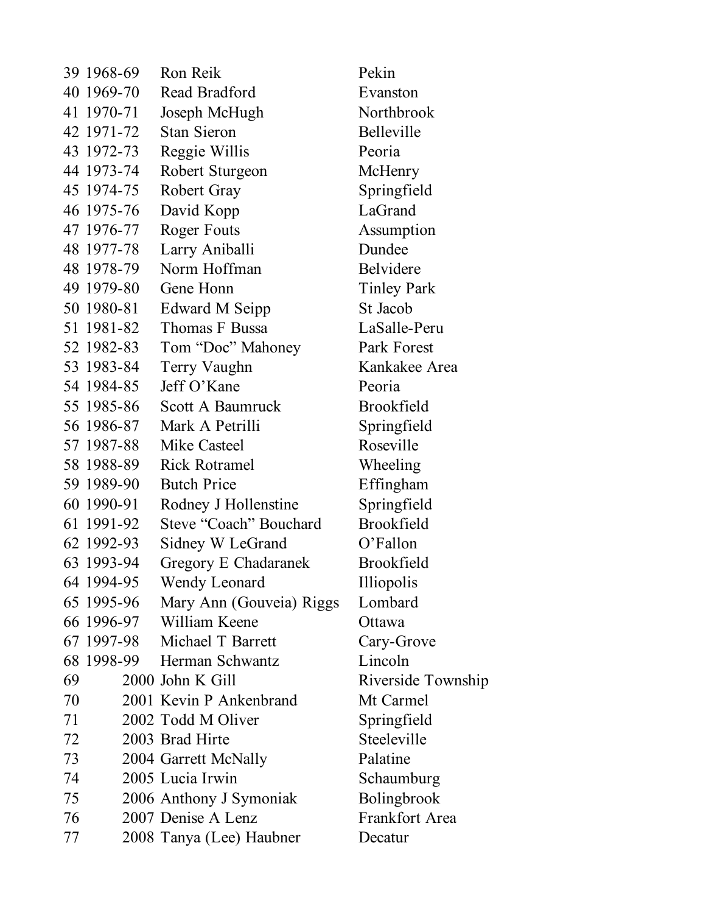| | | | |
|---|---|---|---|
| 39 | 1968-69 | Ron Reik | Pekin |
| 40 | 1969-70 | Read Bradford | Evanston |
| 41 | 1970-71 | Joseph McHugh | Northbrook |
| 42 | 1971-72 | Stan Sieron | Belleville |
| 43 | 1972-73 | Reggie Willis | Peoria |
| 44 | 1973-74 | Robert Sturgeon | McHenry |
| 45 | 1974-75 | Robert Gray | Springfield |
| 46 | 1975-76 | David Kopp | LaGrand |
| 47 | 1976-77 | Roger Fouts | Assumption |
| 48 | 1977-78 | Larry Aniballi | Dundee |
| 48 | 1978-79 | Norm Hoffman | Belvidere |
| 49 | 1979-80 | Gene Honn | Tinley Park |
| 50 | 1980-81 | Edward M Seipp | St Jacob |
| 51 | 1981-82 | Thomas F Bussa | LaSalle-Peru |
| 52 | 1982-83 | Tom "Doc" Mahoney | Park Forest |
| 53 | 1983-84 | Terry Vaughn | Kankakee Area |
| 54 | 1984-85 | Jeff O'Kane | Peoria |
| 55 | 1985-86 | Scott A Baumruck | Brookfield |
| 56 | 1986-87 | Mark A Petrilli | Springfield |
| 57 | 1987-88 | Mike Casteel | Roseville |
| 58 | 1988-89 | Rick Rotramel | Wheeling |
| 59 | 1989-90 | Butch Price | Effingham |
| 60 | 1990-91 | Rodney J Hollenstine | Springfield |
| 61 | 1991-92 | Steve "Coach" Bouchard | Brookfield |
| 62 | 1992-93 | Sidney W LeGrand | O'Fallon |
| 63 | 1993-94 | Gregory E Chadaranek | Brookfield |
| 64 | 1994-95 | Wendy Leonard | Illiopolis |
| 65 | 1995-96 | Mary Ann (Gouveia) Riggs | Lombard |
| 66 | 1996-97 | William Keene | Ottawa |
| 67 | 1997-98 | Michael T Barrett | Cary-Grove |
| 68 | 1998-99 | Herman Schwantz | Lincoln |
| 69 | 2000 | John K Gill | Riverside Township |
| 70 | 2001 | Kevin P Ankenbrand | Mt Carmel |
| 71 | 2002 | Todd M Oliver | Springfield |
| 72 | 2003 | Brad Hirte | Steeleville |
| 73 | 2004 | Garrett McNally | Palatine |
| 74 | 2005 | Lucia Irwin | Schaumburg |
| 75 | 2006 | Anthony J Symoniak | Bolingbrook |
| 76 | 2007 | Denise A Lenz | Frankfort Area |
| 77 | 2008 | Tanya (Lee) Haubner | Decatur |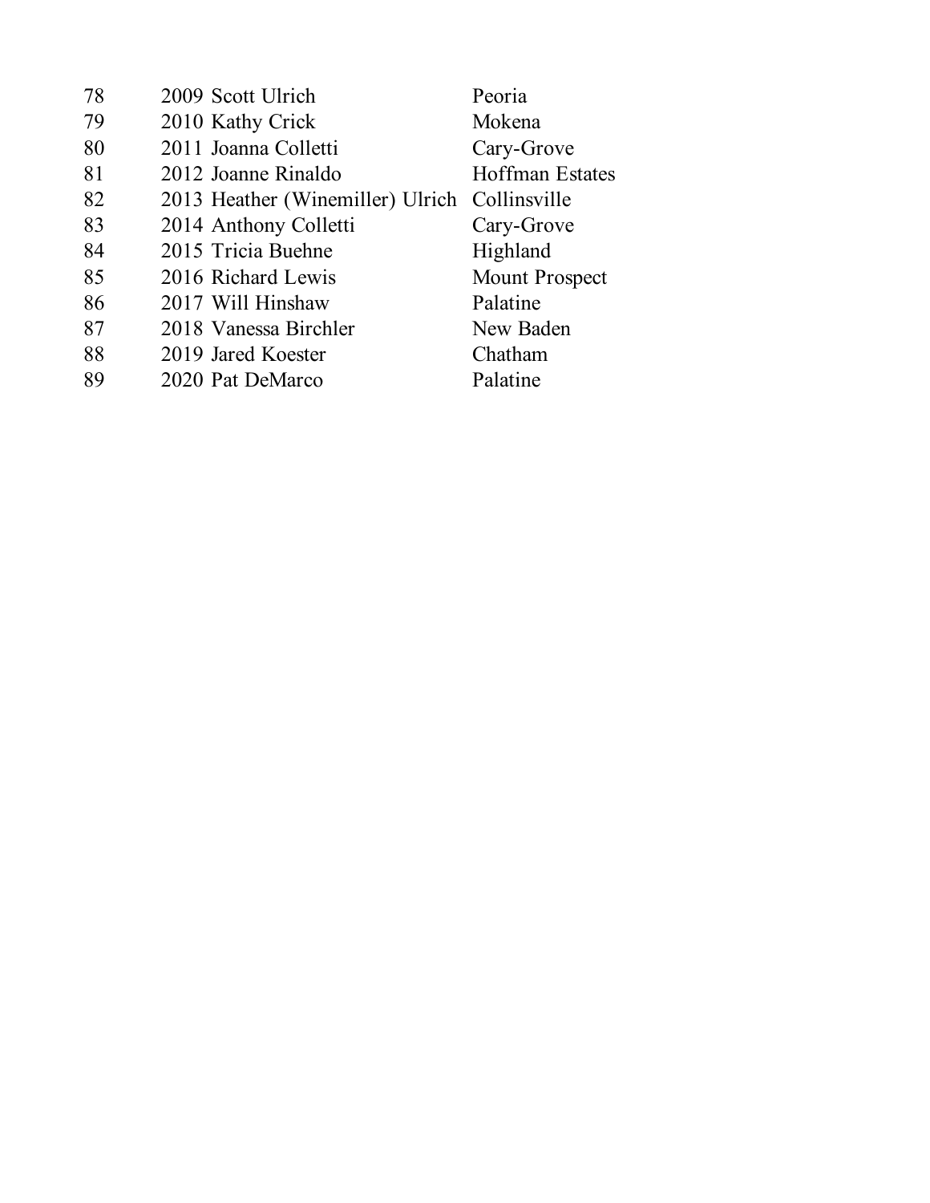| | | | |
|---|---|---|---|
| 78 | 2009 | Scott Ulrich | Peoria |
| 79 | 2010 | Kathy Crick | Mokena |
| 80 | 2011 | Joanna Colletti | Cary-Grove |
| 81 | 2012 | Joanne Rinaldo | Hoffman Estates |
| 82 | 2013 | Heather (Winemiller) Ulrich | Collinsville |
| 83 | 2014 | Anthony Colletti | Cary-Grove |
| 84 | 2015 | Tricia Buehne | Highland |
| 85 | 2016 | Richard Lewis | Mount Prospect |
| 86 | 2017 | Will Hinshaw | Palatine |
| 87 | 2018 | Vanessa Birchler | New Baden |
| 88 | 2019 | Jared Koester | Chatham |
| 89 | 2020 | Pat DeMarco | Palatine |